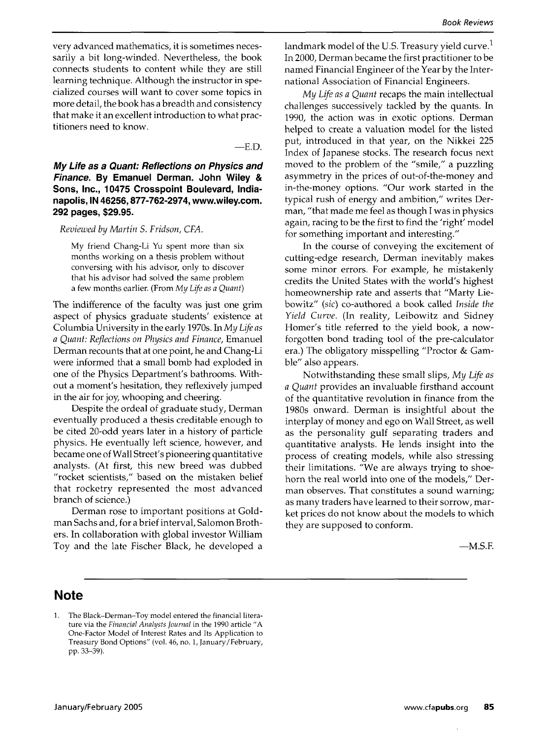very advanced mathematics, it is sometimes necessarily a bit long-winded. Nevertheless, the book connects students to content while they are still learning technique. Although the instructor in specialized courses will want to cover some topics in more detail, the book has a breadth and consistency that make it an excellent introduction to what practitioners need to know.

—E.D.

***My Life as a Quant: Reflections on Physics and Finance.* By Emanuel Derman. John Wiley & Sons, Inc., 10475 Crosspoint Boulevard, Indianapolis, IN 46256, 877-762-2974, www.wiley.com. 292 pages, $29.95.**

*Reviewed by Martin S. Fridson, CFA.*

> My friend Chang-Li Yu spent more than six months working on a thesis problem without conversing with his advisor, only to discover that his advisor had solved the same problem a few months earlier. (From *My Life as a Quant*)

The indifference of the faculty was just one grim aspect of physics graduate students' existence at Columbia University in the early 1970s. In *My Life as a Quant: Reflections on Physics and Finance*, Emanuel Derman recounts that at one point, he and Chang-Li were informed that a small bomb had exploded in one of the Physics Department's bathrooms. Without a moment's hesitation, they reflexively jumped in the air for joy, whooping and cheering.

Despite the ordeal of graduate study, Derman eventually produced a thesis creditable enough to be cited 20-odd years later in a history of particle physics. He eventually left science, however, and became one of Wall Street's pioneering quantitative analysts. (At first, this new breed was dubbed "rocket scientists," based on the mistaken belief that rocketry represented the most advanced branch of science.)

Derman rose to important positions at Goldman Sachs and, for a brief interval, Salomon Brothers. In collaboration with global investor William Toy and the late Fischer Black, he developed a landmark model of the U.S. Treasury yield curve.[1] In 2000, Derman became the first practitioner to be named Financial Engineer of the Year by the International Association of Financial Engineers.

*My Life as a Quant* recaps the main intellectual challenges successively tackled by the quants. In 1990, the action was in exotic options. Derman helped to create a valuation model for the listed put, introduced in that year, on the Nikkei 225 Index of Japanese stocks. The research focus next moved to the problem of the "smile," a puzzling asymmetry in the prices of out-of-the-money and in-the-money options. "Our work started in the typical rush of energy and ambition," writes Derman, "that made me feel as though I was in physics again, racing to be the first to find the 'right' model for something important and interesting."

In the course of conveying the excitement of cutting-edge research, Derman inevitably makes some minor errors. For example, he mistakenly credits the United States with the world's highest homeownership rate and asserts that "Marty Liebowitz" (*sic*) co-authored a book called *Inside the Yield Curve*. (In reality, Leibowitz and Sidney Homer's title referred to the yield book, a now-forgotten bond trading tool of the pre-calculator era.) The obligatory misspelling "Proctor & Gamble" also appears.

Notwithstanding these small slips, *My Life as a Quant* provides an invaluable firsthand account of the quantitative revolution in finance from the 1980s onward. Derman is insightful about the interplay of money and ego on Wall Street, as well as the personality gulf separating traders and quantitative analysts. He lends insight into the process of creating models, while also stressing their limitations. "We are always trying to shoehorn the real world into one of the models," Derman observes. That constitutes a sound warning; as many traders have learned to their sorrow, market prices do not know about the models to which they are supposed to conform.

—M.S.F.

## Note

1. The Black–Derman–Toy model entered the financial literature via the *Financial Analysts Journal* in the 1990 article "A One-Factor Model of Interest Rates and Its Application to Treasury Bond Options" (vol. 46, no. 1, January/February, pp. 33–39).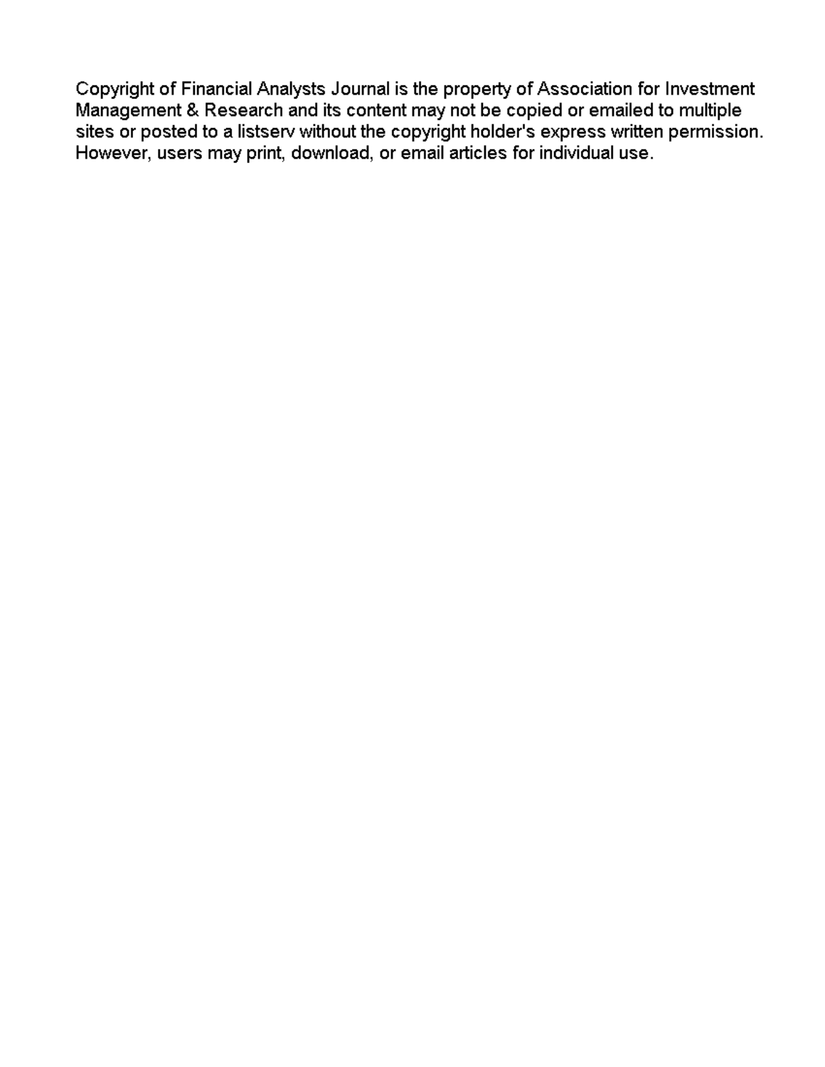Copyright of Financial Analysts Journal is the property of Association for Investment Management & Research and its content may not be copied or emailed to multiple sites or posted to a listserv without the copyright holder's express written permission. However, users may print, download, or email articles for individual use.